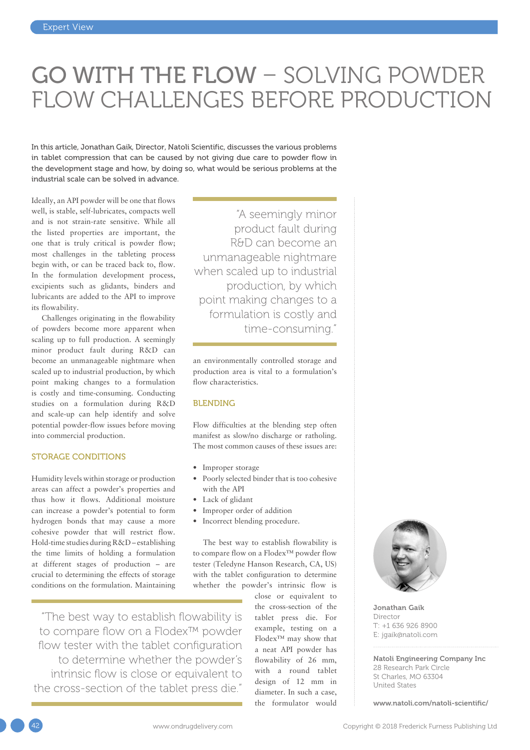# GO WITH THE FLOW – SOLVING POWDER FLOW CHALLENGES BEFORE PRODUCTION

In this article, Jonathan Gaik, Director, Natoli Scientific, discusses the various problems in tablet compression that can be caused by not giving due care to powder flow in the development stage and how, by doing so, what would be serious problems at the industrial scale can be solved in advance.

Ideally, an API powder will be one that flows well, is stable, self-lubricates, compacts well and is not strain-rate sensitive. While all the listed properties are important, the one that is truly critical is powder flow; most challenges in the tableting process begin with, or can be traced back to, flow. In the formulation development process, excipients such as glidants, binders and lubricants are added to the API to improve its flowability.

Challenges originating in the flowability of powders become more apparent when scaling up to full production. A seemingly minor product fault during R&D can become an unmanageable nightmare when scaled up to industrial production, by which point making changes to a formulation is costly and time-consuming. Conducting studies on a formulation during R&D and scale-up can help identify and solve potential powder-flow issues before moving into commercial production.

> "A seemingly minor product fault during R&D can become an unmanageable nightmare when scaled up to industrial production, by which point making changes to a formulation is costly and time-consuming."

## STORAGE CONDITIONS

Humidity levels within storage or production areas can affect a powder's properties and thus how it flows. Additional moisture can increase a powder's potential to form hydrogen bonds that may cause a more cohesive powder that will restrict flow. Hold-time studies during R&D – establishing the time limits of holding a formulation at different stages of production – are crucial to determining the effects of storage conditions on the formulation. Maintaining an environmentally controlled storage and production area is vital to a formulation's flow characteristics.

## BLENDING

Flow difficulties at the blending step often manifest as slow/no discharge or ratholing. The most common causes of these issues are:

- Improper storage
- Poorly selected binder that is too cohesive with the API
- Lack of glidant
- Improper order of addition
- Incorrect blending procedure.

The best way to establish flowability is to compare flow on a Flodex™ powder flow tester (Teledyne Hanson Research, CA, US) with the tablet configuration to determine whether the powder's intrinsic flow is close or equivalent to the cross-section of the tablet press die. For example, testing on a Flodex™ may show that a neat API powder has flowability of 26 mm, with a round tablet design of 12 mm in diameter. In such a case, the formulator would

> "The best way to establish flowability is to compare flow on a Flodex™ powder flow tester with the tablet configuration to determine whether the powder's intrinsic flow is close or equivalent to the cross-section of the tablet press die."

**Jonathan Gaik**
Director
T: +1 636 926 8900
E: jgaik@natoli.com

**Natoli Engineering Company Inc**
28 Research Park Circle
St Charles, MO 63304
United States

**www.natoli.com/natoli-scientific/**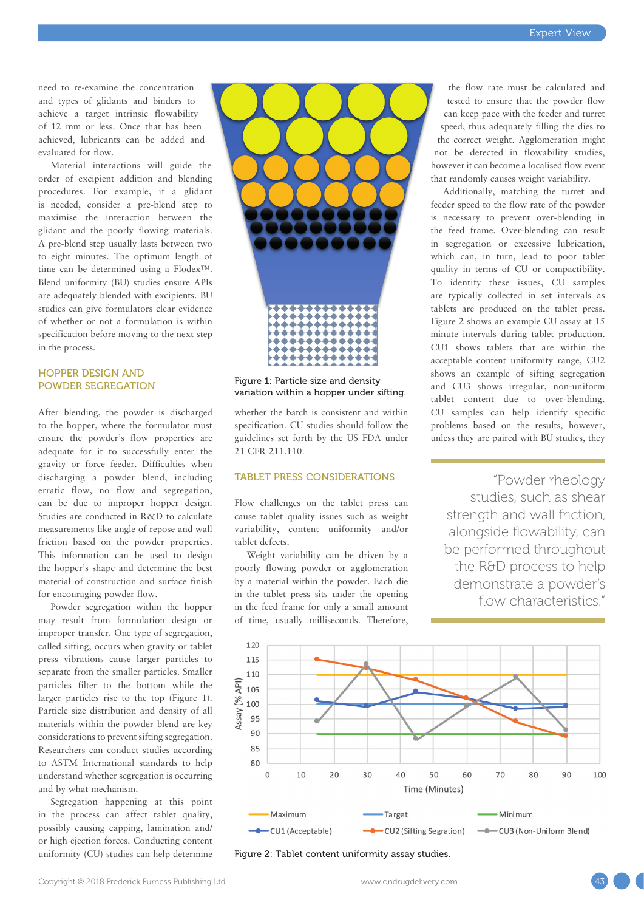need to re-examine the concentration and types of glidants and binders to achieve a target intrinsic flowability of 12 mm or less. Once that has been achieved, lubricants can be added and evaluated for flow.

Material interactions will guide the order of excipient addition and blending procedures. For example, if a glidant is needed, consider a pre-blend step to maximise the interaction between the glidant and the poorly flowing materials. A pre-blend step usually lasts between two to eight minutes. The optimum length of time can be determined using a Flodex™. Blend uniformity (BU) studies ensure APIs are adequately blended with excipients. BU studies can give formulators clear evidence of whether or not a formulation is within specification before moving to the next step in the process.

## HOPPER DESIGN AND POWDER SEGREGATION

After blending, the powder is discharged to the hopper, where the formulator must ensure the powder's flow properties are adequate for it to successfully enter the gravity or force feeder. Difficulties when discharging a powder blend, including erratic flow, no flow and segregation, can be due to improper hopper design. Studies are conducted in R&D to calculate measurements like angle of repose and wall friction based on the powder properties. This information can be used to design the hopper's shape and determine the best material of construction and surface finish for encouraging powder flow.

Powder segregation within the hopper may result from formulation design or improper transfer. One type of segregation, called sifting, occurs when gravity or tablet press vibrations cause larger particles to separate from the smaller particles. Smaller particles filter to the bottom while the larger particles rise to the top (Figure 1). Particle size distribution and density of all materials within the powder blend are key considerations to prevent sifting segregation. Researchers can conduct studies according to ASTM International standards to help understand whether segregation is occurring and by what mechanism.

Segregation happening at this point in the process can affect tablet quality, possibly causing capping, lamination and/or high ejection forces. Conducting content uniformity (CU) studies can help determine whether the batch is consistent and within specification. CU studies should follow the guidelines set forth by the US FDA under 21 CFR 211.110.

Figure 1: Particle size and density variation within a hopper under sifting.

## TABLET PRESS CONSIDERATIONS

Flow challenges on the tablet press can cause tablet quality issues such as weight variability, content uniformity and/or tablet defects.

Weight variability can be driven by a poorly flowing powder or agglomeration by a material within the powder. Each die in the tablet press sits under the opening in the feed frame for only a small amount of time, usually milliseconds. Therefore, the flow rate must be calculated and tested to ensure that the powder flow can keep pace with the feeder and turret speed, thus adequately filling the dies to the correct weight. Agglomeration might not be detected in flowability studies, however it can become a localised flow event that randomly causes weight variability.

Additionally, matching the turret and feeder speed to the flow rate of the powder is necessary to prevent over-blending in the feed frame. Over-blending can result in segregation or excessive lubrication, which can, in turn, lead to poor tablet quality in terms of CU or compactibility. To identify these issues, CU samples are typically collected in set intervals as tablets are produced on the tablet press. Figure 2 shows an example CU assay at 15 minute intervals during tablet production. CU1 shows tablets that are within the acceptable content uniformity range, CU2 shows an example of sifting segregation and CU3 shows irregular, non-uniform tablet content due to over-blending. CU samples can help identify specific problems based on the results, however, unless they are paired with BU studies, they

> "Powder rheology studies, such as shear strength and wall friction, alongside flowability, can be performed throughout the R&D process to help demonstrate a powder's flow characteristics."

Figure 2: Tablet content uniformity assay studies.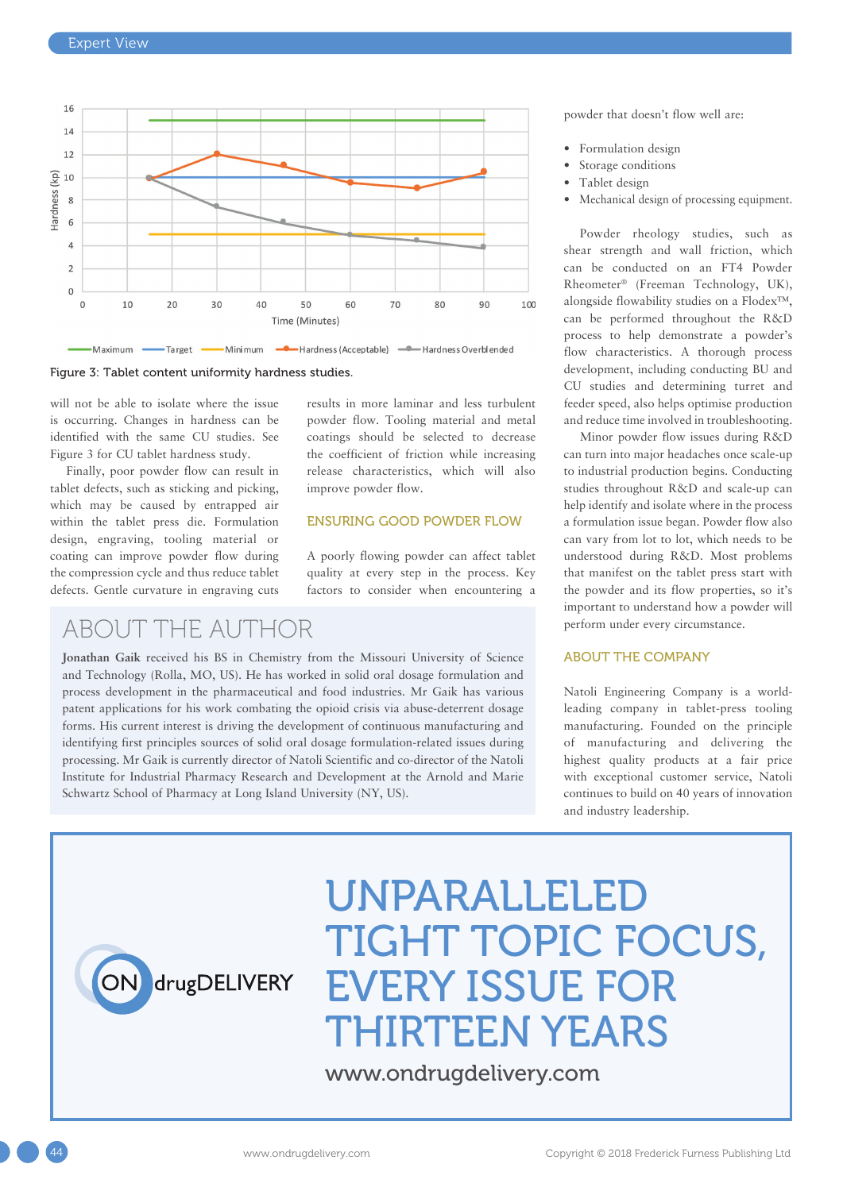16
14
12
10
8
6
4
2
0
Hardness (kp)
0 10 20 30 40 50 60 70 80 90 100
Time (Minutes)
Maximum
Target
Minimum
Hardness (Acceptable)
Hardness Overblended

Figure 3: Tablet content uniformity hardness studies.

will not be able to isolate where the issue is occurring. Changes in hardness can be identified with the same CU studies. See Figure 3 for CU tablet hardness study.

Finally, poor powder flow can result in tablet defects, such as sticking and picking, which may be caused by entrapped air within the tablet press die. Formulation design, engraving, tooling material or coating can improve powder flow during the compression cycle and thus reduce tablet defects. Gentle curvature in engraving cuts results in more laminar and less turbulent powder flow. Tooling material and metal coatings should be selected to decrease the coefficient of friction while increasing release characteristics, which will also improve powder flow.

## ENSURING GOOD POWDER FLOW

A poorly flowing powder can affect tablet quality at every step in the process. Key factors to consider when encountering a powder that doesn't flow well are:

- Formulation design
- Storage conditions
- Tablet design
- Mechanical design of processing equipment.

Powder rheology studies, such as shear strength and wall friction, which can be conducted on an FT4 Powder Rheometer® (Freeman Technology, UK), alongside flowability studies on a Flodex™, can be performed throughout the R&D process to help demonstrate a powder's flow characteristics. A thorough process development, including conducting BU and CU studies and determining turret and feeder speed, also helps optimise production and reduce time involved in troubleshooting.

Minor powder flow issues during R&D can turn into major headaches once scale-up to industrial production begins. Conducting studies throughout R&D and scale-up can help identify and isolate where in the process a formulation issue began. Powder flow also can vary from lot to lot, which needs to be understood during R&D. Most problems that manifest on the tablet press start with the powder and its flow properties, so it's important to understand how a powder will perform under every circumstance.

## ABOUT THE AUTHOR

**Jonathan Gaik** received his BS in Chemistry from the Missouri University of Science and Technology (Rolla, MO, US). He has worked in solid oral dosage formulation and process development in the pharmaceutical and food industries. Mr Gaik has various patent applications for his work combating the opioid crisis via abuse-deterrent dosage forms. His current interest is driving the development of continuous manufacturing and identifying first principles sources of solid oral dosage formulation-related issues during processing. Mr Gaik is currently director of Natoli Scientific and co-director of the Natoli Institute for Industrial Pharmacy Research and Development at the Arnold and Marie Schwartz School of Pharmacy at Long Island University (NY, US).

## ABOUT THE COMPANY

Natoli Engineering Company is a world-leading company in tablet-press tooling manufacturing. Founded on the principle of manufacturing and delivering the highest quality products at a fair price with exceptional customer service, Natoli continues to build on 40 years of innovation and industry leadership.

ON drugDELIVERY

UNPARALLELED TIGHT TOPIC FOCUS, EVERY ISSUE FOR THIRTEEN YEARS

www.ondrugdelivery.com